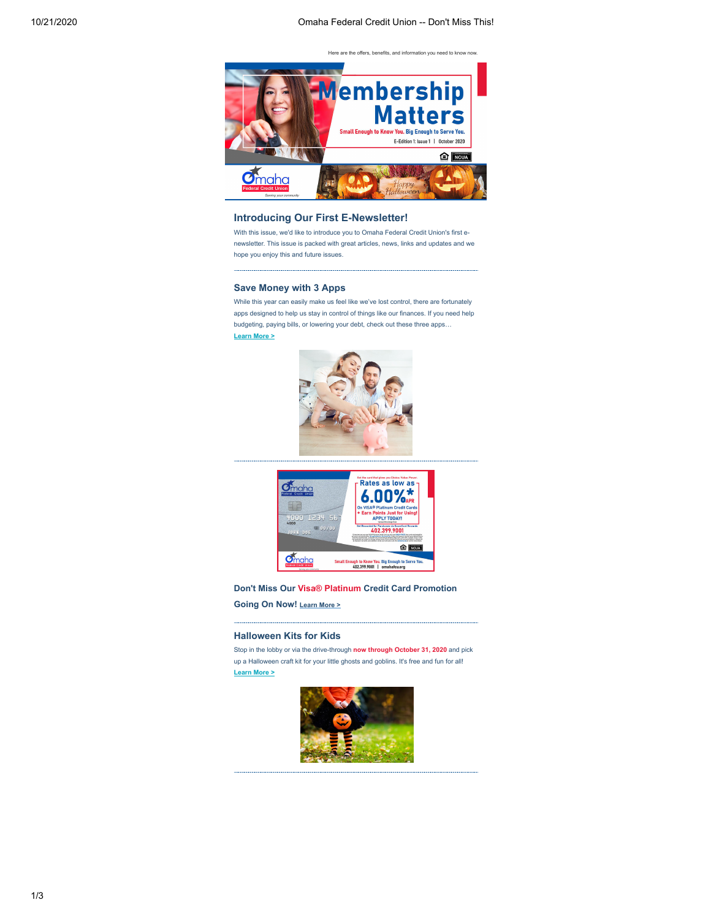Here are the offers, benefits, and information you need to know now.

# Membership Matters

Small Enough to Know You. Big Enough to Serve You.

E-Edition 1: Issue 1 | October 2020

## Introducing Our First E-Newsletter!

With this issue, we'd like to introduce you to Omaha Federal Credit Union's first e-newsletter. This issue is packed with great articles, news, links and updates and we hope you enjoy this and future issues.

## Save Money with 3 Apps

While this year can easily make us feel like we've lost control, there are fortunately apps designed to help us stay in control of things like our finances. If you need help budgeting, paying bills, or lowering your debt, check out these three apps…

Learn More >

## Don't Miss Our Visa® Platinum Credit Card Promotion Going On Now! Learn More >

## Halloween Kits for Kids

Stop in the lobby or via the drive-through **now through October 31, 2020** and pick up a Halloween craft kit for your little ghosts and goblins. It's free and fun for all!

Learn More >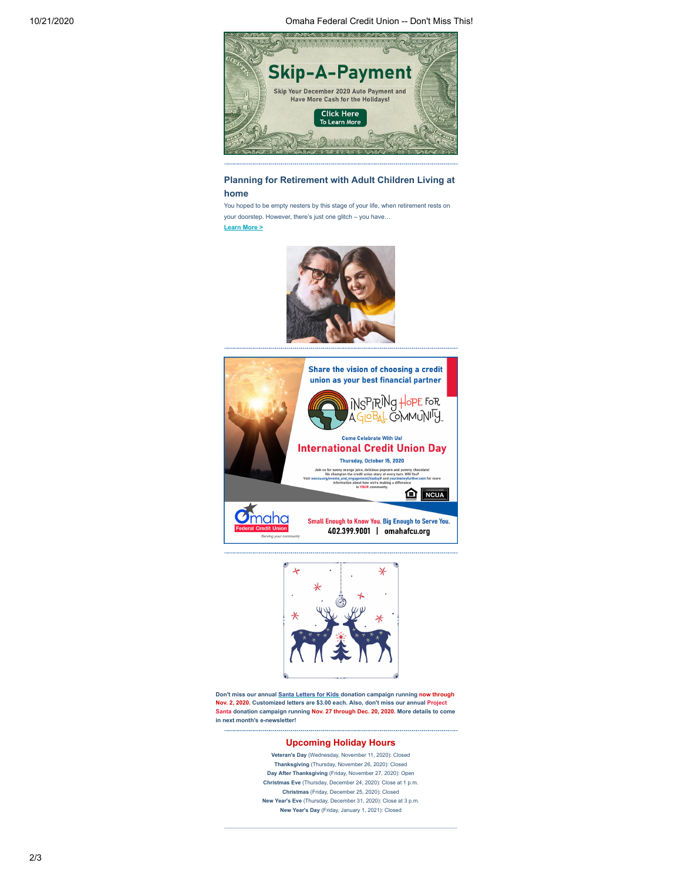# Skip-A-Payment

Skip Your December 2020 Auto Payment and Have More Cash for the Holidays!

Click Here To Learn More

---

## Planning for Retirement with Adult Children Living at home

You hoped to be empty nesters by this stage of your life, when retirement rests on your doorstep. However, there's just one glitch – you have…

**Learn More >**

---

Share the vision of choosing a credit union as your best financial partner

INSPIRING HOPE FOR A GLOBAL COMMUNITY

Come Celebrate With Us!

**International Credit Union Day**

Thursday, October 15, 2020

Join us for sunny orange juice, delicious popcorn and yummy chocolate! We champion the credit union story at every turn. Will You? Visit woccu.org/events_and_engagement/icuday# and yourmoneyfurther.com for more information about how we're making a difference in YOUR community.

NCUA

Omaha Federal Credit Union

*Serving your community*

Small Enough to Know You. Big Enough to Serve You.

402.399.9001 | omahafcu.org

---

**Don't miss our annual Santa Letters for Kids donation campaign running now through Nov. 2, 2020. Customized letters are $3.00 each. Also, don't miss our annual Project Santa donation campaign running Nov. 27 through Dec. 20, 2020. More details to come in next month's e-newsletter!**

---

## Upcoming Holiday Hours

**Veteran's Day** (Wednesday, November 11, 2020): Closed
**Thanksgiving** (Thursday, November 26, 2020): Closed
**Day After Thanksgiving** (Friday, November 27, 2020): Open
**Christmas Eve** (Thursday, December 24, 2020): Close at 1 p.m.
**Christmas** (Friday, December 25, 2020): Closed
**New Year's Eve** (Thursday, December 31, 2020): Close at 3 p.m.
**New Year's Day** (Friday, January 1, 2021): Closed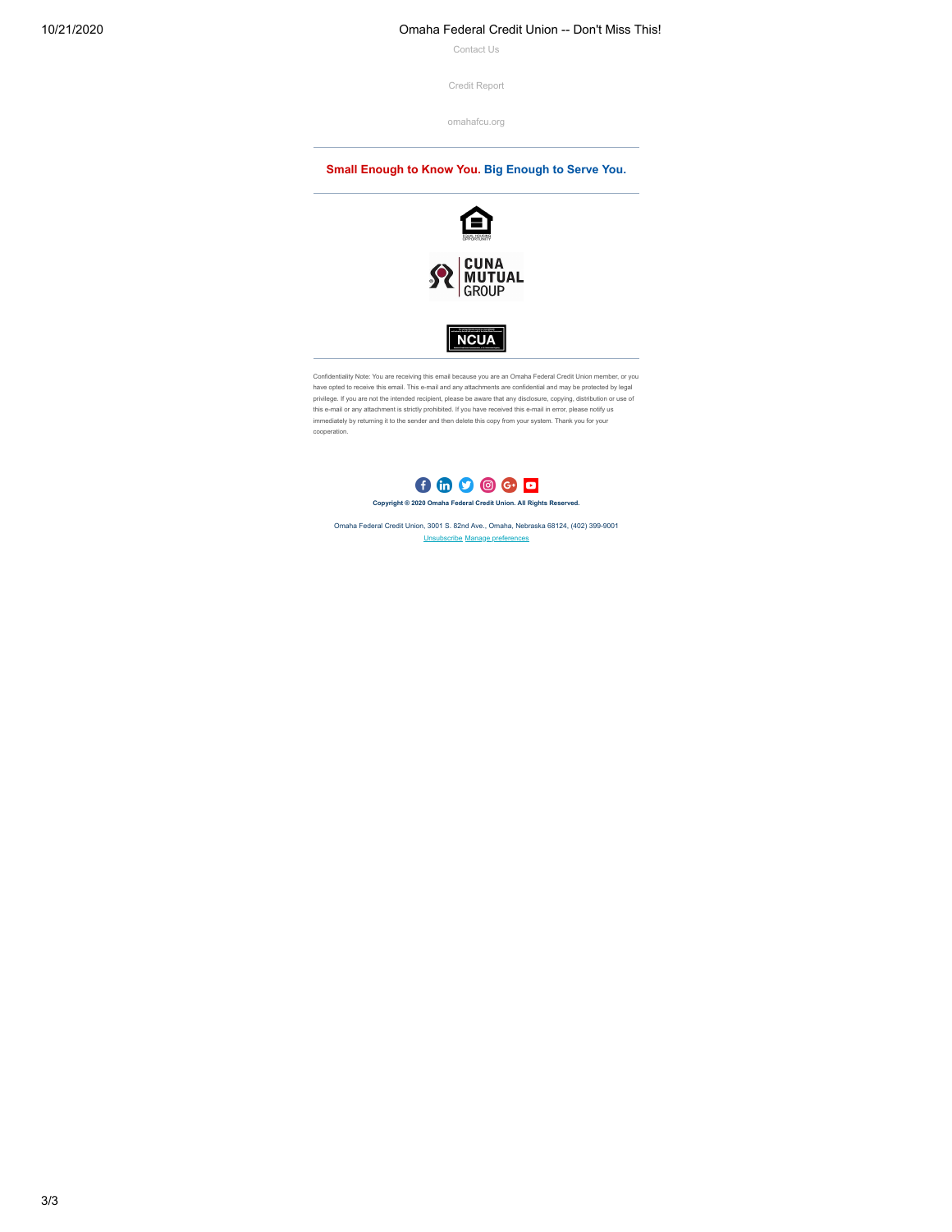Contact Us

Credit Report

omahafcu.org

---

**Small Enough to Know You. Big Enough to Serve You.**

---

Confidentiality Note: You are receiving this email because you are an Omaha Federal Credit Union member, or you have opted to receive this email. This e-mail and any attachments are confidential and may be protected by legal privilege. If you are not the intended recipient, please be aware that any disclosure, copying, distribution or use of this e-mail or any attachment is strictly prohibited. If you have received this e-mail in error, please notify us immediately by returning it to the sender and then delete this copy from your system. Thank you for your cooperation.

**Copyright © 2020 Omaha Federal Credit Union. All Rights Reserved.**

Omaha Federal Credit Union, 3001 S. 82nd Ave., Omaha, Nebraska 68124, (402) 399-9001

Unsubscribe Manage preferences